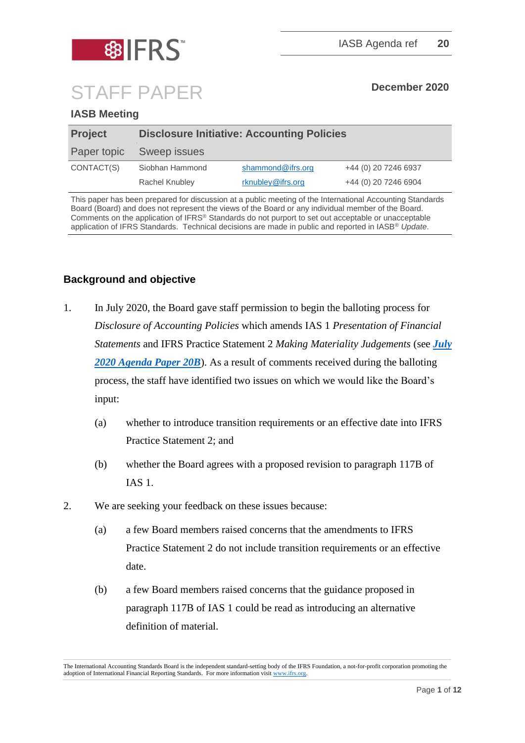IFRS™

IASB Agenda ref **20**

# STAFF PAPER

**December 2020**

**IASB Meeting**

| **Project** | **Disclosure Initiative: Accounting Policies** | | |
|---|---|---|---|
| Paper topic | Sweep issues | | |
| CONTACT(S) | Siobhan Hammond | shammond@ifrs.org | +44 (0) 20 7246 6937 |
| | Rachel Knubley | rknubley@ifrs.org | +44 (0) 20 7246 6904 |

This paper has been prepared for discussion at a public meeting of the International Accounting Standards Board (Board) and does not represent the views of the Board or any individual member of the Board. Comments on the application of IFRS® Standards do not purport to set out acceptable or unacceptable application of IFRS Standards. Technical decisions are made in public and reported in IASB® *Update*.

## Background and objective

1. In July 2020, the Board gave staff permission to begin the balloting process for *Disclosure of Accounting Policies* which amends IAS 1 *Presentation of Financial Statements* and IFRS Practice Statement 2 *Making Materiality Judgements* (see ***July 2020 Agenda Paper 20B***). As a result of comments received during the balloting process, the staff have identified two issues on which we would like the Board's input:
   (a) whether to introduce transition requirements or an effective date into IFRS Practice Statement 2; and
   (b) whether the Board agrees with a proposed revision to paragraph 117B of IAS 1.

2. We are seeking your feedback on these issues because:
   (a) a few Board members raised concerns that the amendments to IFRS Practice Statement 2 do not include transition requirements or an effective date.
   (b) a few Board members raised concerns that the guidance proposed in paragraph 117B of IAS 1 could be read as introducing an alternative definition of material.

The International Accounting Standards Board is the independent standard-setting body of the IFRS Foundation, a not-for-profit corporation promoting the adoption of International Financial Reporting Standards. For more information visit www.ifrs.org.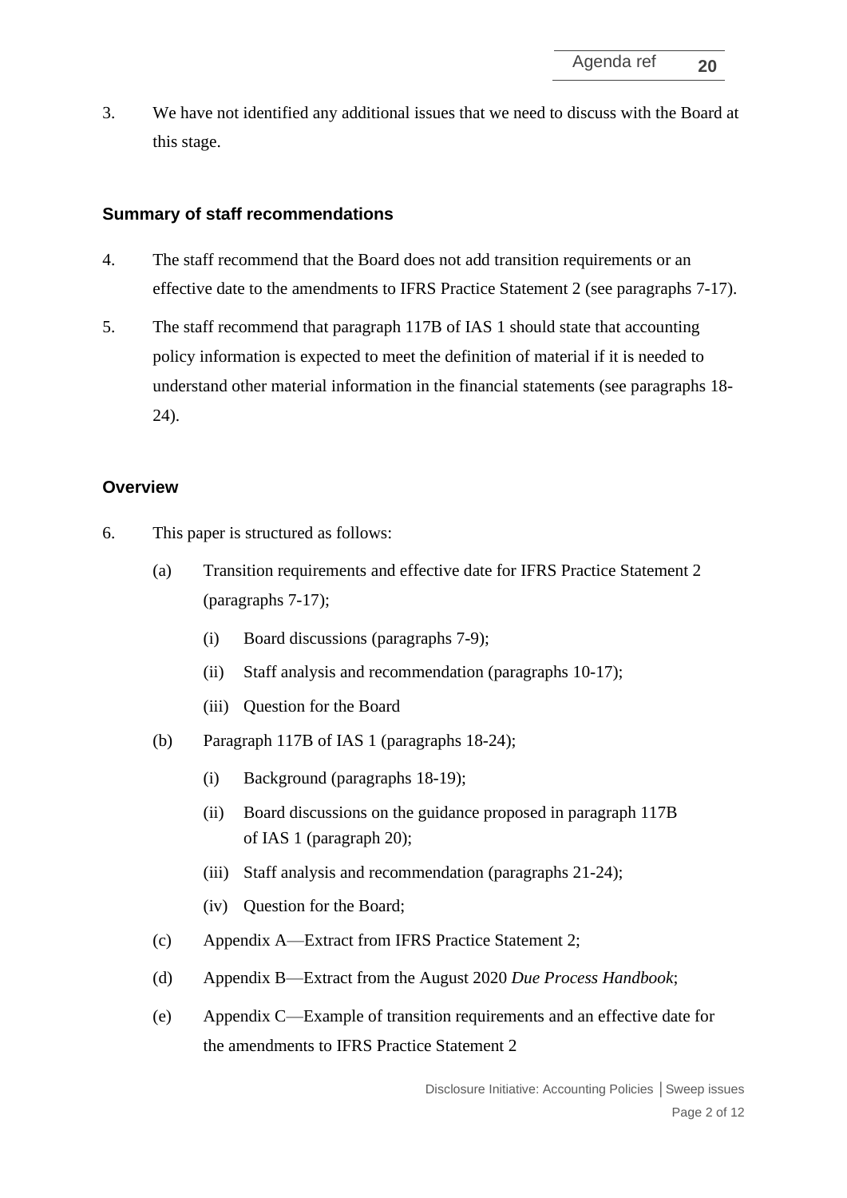3. We have not identified any additional issues that we need to discuss with the Board at this stage.

## Summary of staff recommendations

4. The staff recommend that the Board does not add transition requirements or an effective date to the amendments to IFRS Practice Statement 2 (see paragraphs 7-17).

5. The staff recommend that paragraph 117B of IAS 1 should state that accounting policy information is expected to meet the definition of material if it is needed to understand other material information in the financial statements (see paragraphs 18-24).

## Overview

6. This paper is structured as follows:

   (a) Transition requirements and effective date for IFRS Practice Statement 2 (paragraphs 7-17);

      (i) Board discussions (paragraphs 7-9);

      (ii) Staff analysis and recommendation (paragraphs 10-17);

      (iii) Question for the Board

   (b) Paragraph 117B of IAS 1 (paragraphs 18-24);

      (i) Background (paragraphs 18-19);

      (ii) Board discussions on the guidance proposed in paragraph 117B of IAS 1 (paragraph 20);

      (iii) Staff analysis and recommendation (paragraphs 21-24);

      (iv) Question for the Board;

   (c) Appendix A—Extract from IFRS Practice Statement 2;

   (d) Appendix B—Extract from the August 2020 *Due Process Handbook*;

   (e) Appendix C—Example of transition requirements and an effective date for the amendments to IFRS Practice Statement 2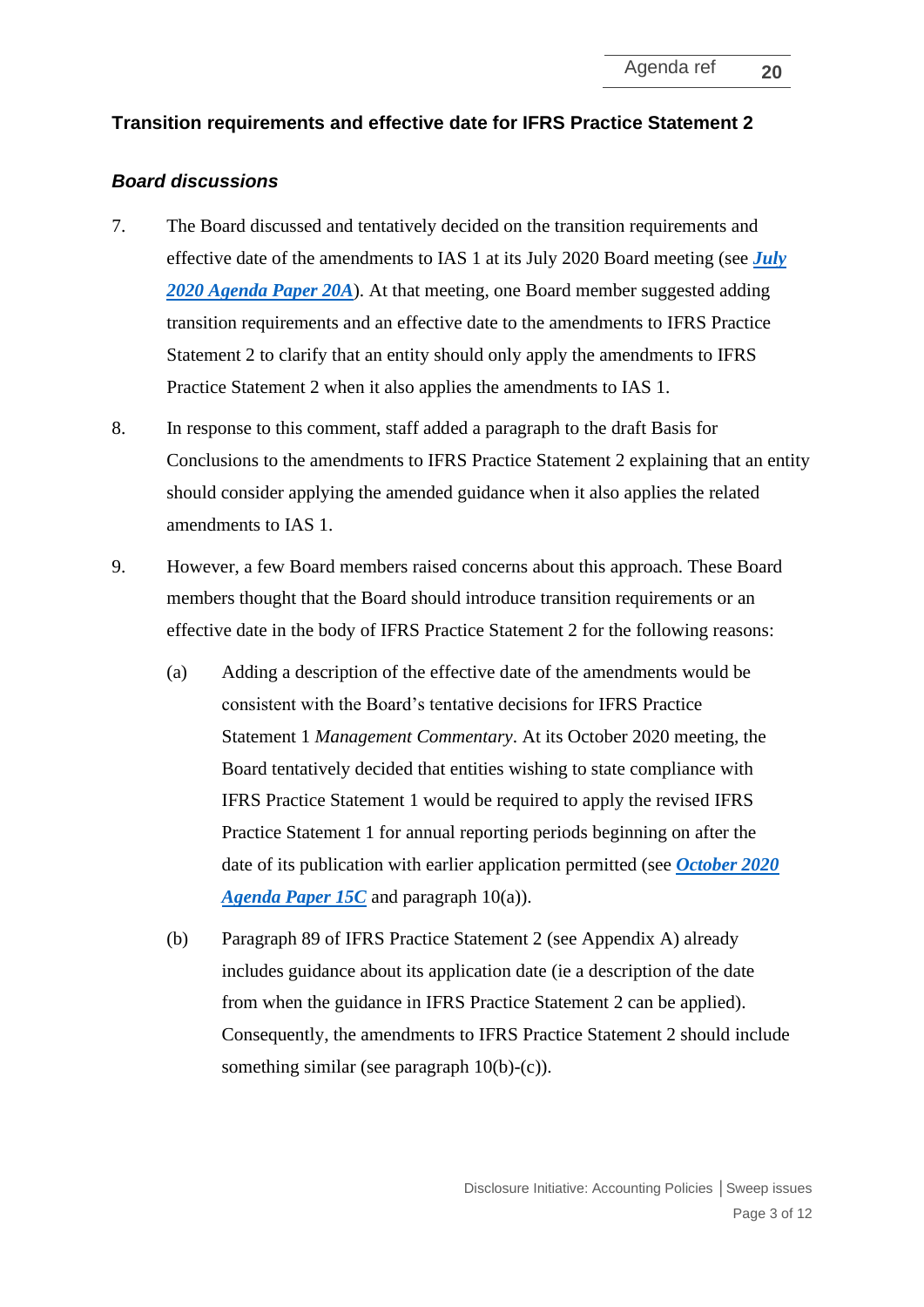### Transition requirements and effective date for IFRS Practice Statement 2

#### *Board discussions*

7. The Board discussed and tentatively decided on the transition requirements and effective date of the amendments to IAS 1 at its July 2020 Board meeting (see ***July 2020 Agenda Paper 20A***). At that meeting, one Board member suggested adding transition requirements and an effective date to the amendments to IFRS Practice Statement 2 to clarify that an entity should only apply the amendments to IFRS Practice Statement 2 when it also applies the amendments to IAS 1.

8. In response to this comment, staff added a paragraph to the draft Basis for Conclusions to the amendments to IFRS Practice Statement 2 explaining that an entity should consider applying the amended guidance when it also applies the related amendments to IAS 1.

9. However, a few Board members raised concerns about this approach. These Board members thought that the Board should introduce transition requirements or an effective date in the body of IFRS Practice Statement 2 for the following reasons:

   (a) Adding a description of the effective date of the amendments would be consistent with the Board's tentative decisions for IFRS Practice Statement 1 *Management Commentary*. At its October 2020 meeting, the Board tentatively decided that entities wishing to state compliance with IFRS Practice Statement 1 would be required to apply the revised IFRS Practice Statement 1 for annual reporting periods beginning on after the date of its publication with earlier application permitted (see ***October 2020 Agenda Paper 15C*** and paragraph 10(a)).

   (b) Paragraph 89 of IFRS Practice Statement 2 (see Appendix A) already includes guidance about its application date (ie a description of the date from when the guidance in IFRS Practice Statement 2 can be applied). Consequently, the amendments to IFRS Practice Statement 2 should include something similar (see paragraph 10(b)-(c)).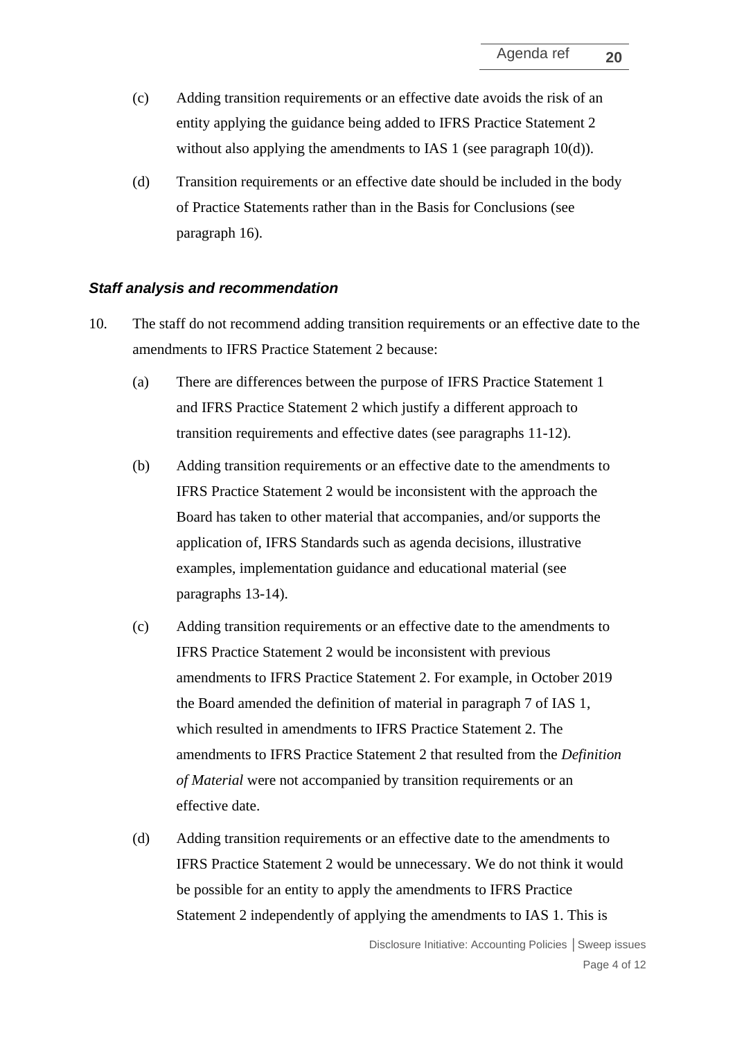(c) Adding transition requirements or an effective date avoids the risk of an entity applying the guidance being added to IFRS Practice Statement 2 without also applying the amendments to IAS 1 (see paragraph 10(d)).

(d) Transition requirements or an effective date should be included in the body of Practice Statements rather than in the Basis for Conclusions (see paragraph 16).

### *Staff analysis and recommendation*

10. The staff do not recommend adding transition requirements or an effective date to the amendments to IFRS Practice Statement 2 because:

    (a) There are differences between the purpose of IFRS Practice Statement 1 and IFRS Practice Statement 2 which justify a different approach to transition requirements and effective dates (see paragraphs 11-12).

    (b) Adding transition requirements or an effective date to the amendments to IFRS Practice Statement 2 would be inconsistent with the approach the Board has taken to other material that accompanies, and/or supports the application of, IFRS Standards such as agenda decisions, illustrative examples, implementation guidance and educational material (see paragraphs 13-14).

    (c) Adding transition requirements or an effective date to the amendments to IFRS Practice Statement 2 would be inconsistent with previous amendments to IFRS Practice Statement 2. For example, in October 2019 the Board amended the definition of material in paragraph 7 of IAS 1, which resulted in amendments to IFRS Practice Statement 2. The amendments to IFRS Practice Statement 2 that resulted from the *Definition of Material* were not accompanied by transition requirements or an effective date.

    (d) Adding transition requirements or an effective date to the amendments to IFRS Practice Statement 2 would be unnecessary. We do not think it would be possible for an entity to apply the amendments to IFRS Practice Statement 2 independently of applying the amendments to IAS 1. This is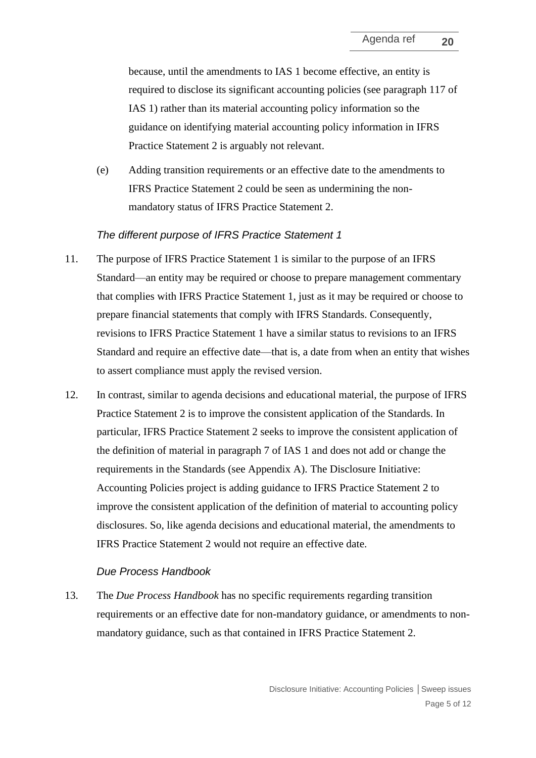because, until the amendments to IAS 1 become effective, an entity is required to disclose its significant accounting policies (see paragraph 117 of IAS 1) rather than its material accounting policy information so the guidance on identifying material accounting policy information in IFRS Practice Statement 2 is arguably not relevant.

(e) Adding transition requirements or an effective date to the amendments to IFRS Practice Statement 2 could be seen as undermining the non-mandatory status of IFRS Practice Statement 2.

*The different purpose of IFRS Practice Statement 1*

11. The purpose of IFRS Practice Statement 1 is similar to the purpose of an IFRS Standard—an entity may be required or choose to prepare management commentary that complies with IFRS Practice Statement 1, just as it may be required or choose to prepare financial statements that comply with IFRS Standards. Consequently, revisions to IFRS Practice Statement 1 have a similar status to revisions to an IFRS Standard and require an effective date—that is, a date from when an entity that wishes to assert compliance must apply the revised version.

12. In contrast, similar to agenda decisions and educational material, the purpose of IFRS Practice Statement 2 is to improve the consistent application of the Standards. In particular, IFRS Practice Statement 2 seeks to improve the consistent application of the definition of material in paragraph 7 of IAS 1 and does not add or change the requirements in the Standards (see Appendix A). The Disclosure Initiative: Accounting Policies project is adding guidance to IFRS Practice Statement 2 to improve the consistent application of the definition of material to accounting policy disclosures. So, like agenda decisions and educational material, the amendments to IFRS Practice Statement 2 would not require an effective date.

*Due Process Handbook*

13. The *Due Process Handbook* has no specific requirements regarding transition requirements or an effective date for non-mandatory guidance, or amendments to non-mandatory guidance, such as that contained in IFRS Practice Statement 2.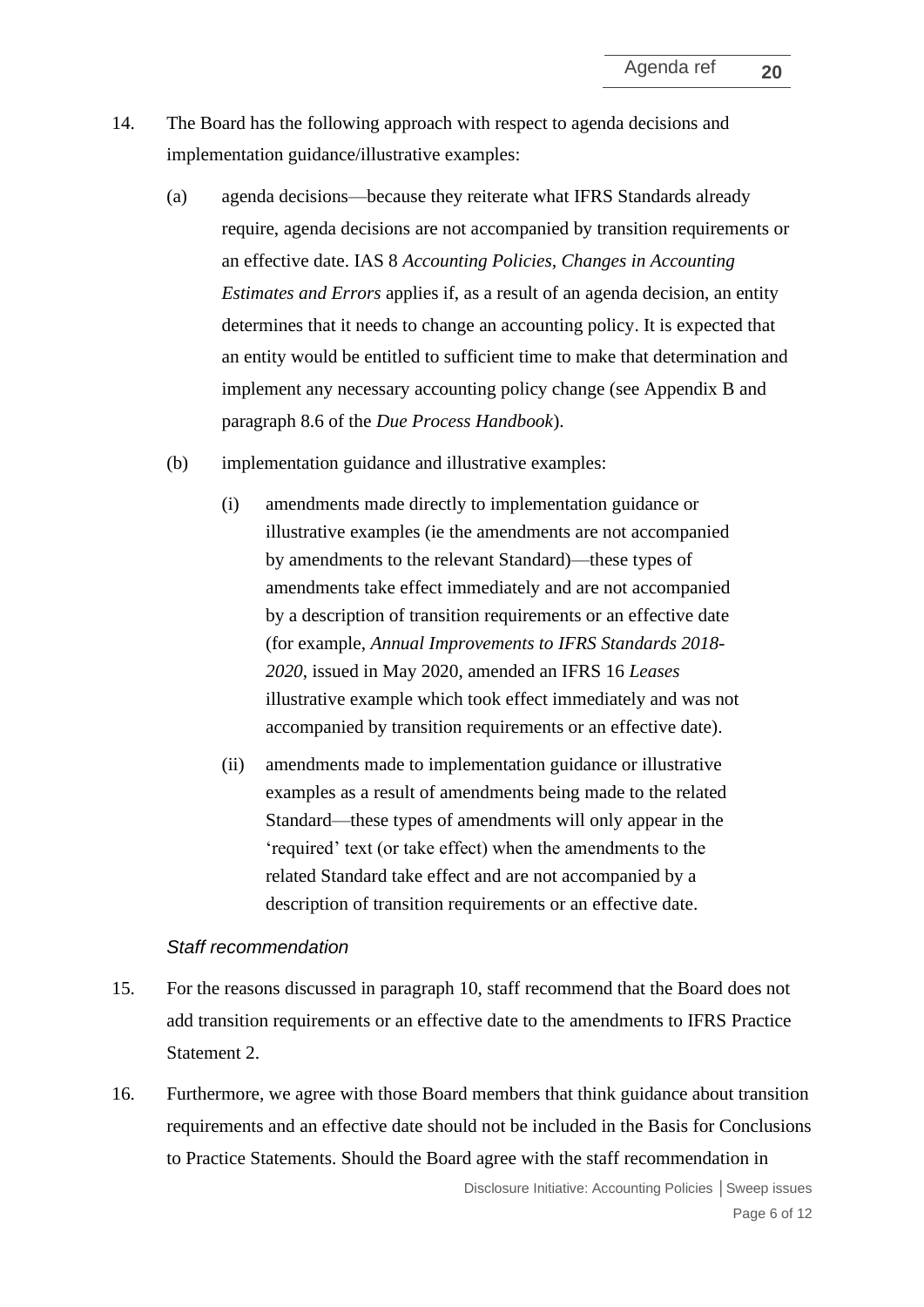14. The Board has the following approach with respect to agenda decisions and implementation guidance/illustrative examples:

    (a) agenda decisions—because they reiterate what IFRS Standards already require, agenda decisions are not accompanied by transition requirements or an effective date. IAS 8 *Accounting Policies, Changes in Accounting Estimates and Errors* applies if, as a result of an agenda decision, an entity determines that it needs to change an accounting policy. It is expected that an entity would be entitled to sufficient time to make that determination and implement any necessary accounting policy change (see Appendix B and paragraph 8.6 of the *Due Process Handbook*).

    (b) implementation guidance and illustrative examples:

        (i) amendments made directly to implementation guidance or illustrative examples (ie the amendments are not accompanied by amendments to the relevant Standard)—these types of amendments take effect immediately and are not accompanied by a description of transition requirements or an effective date (for example, *Annual Improvements to IFRS Standards 2018-2020*, issued in May 2020, amended an IFRS 16 *Leases* illustrative example which took effect immediately and was not accompanied by transition requirements or an effective date).

        (ii) amendments made to implementation guidance or illustrative examples as a result of amendments being made to the related Standard—these types of amendments will only appear in the 'required' text (or take effect) when the amendments to the related Standard take effect and are not accompanied by a description of transition requirements or an effective date.

*Staff recommendation*

15. For the reasons discussed in paragraph 10, staff recommend that the Board does not add transition requirements or an effective date to the amendments to IFRS Practice Statement 2.

16. Furthermore, we agree with those Board members that think guidance about transition requirements and an effective date should not be included in the Basis for Conclusions to Practice Statements. Should the Board agree with the staff recommendation in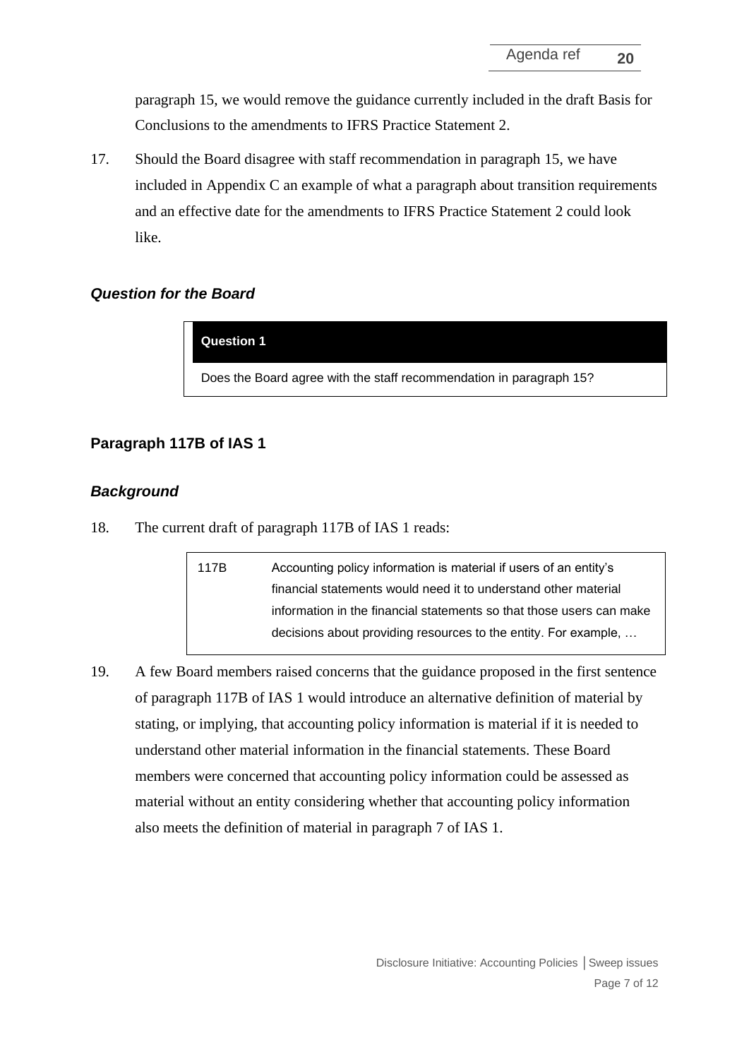paragraph 15, we would remove the guidance currently included in the draft Basis for Conclusions to the amendments to IFRS Practice Statement 2.

17. Should the Board disagree with staff recommendation in paragraph 15, we have included in Appendix C an example of what a paragraph about transition requirements and an effective date for the amendments to IFRS Practice Statement 2 could look like.

### *Question for the Board*

| **Question 1** |
|---|
| Does the Board agree with the staff recommendation in paragraph 15? |

## Paragraph 117B of IAS 1

### *Background*

18. The current draft of paragraph 117B of IAS 1 reads:

| | |
|---|---|
| 117B | Accounting policy information is material if users of an entity's financial statements would need it to understand other material information in the financial statements so that those users can make decisions about providing resources to the entity. For example, … |

19. A few Board members raised concerns that the guidance proposed in the first sentence of paragraph 117B of IAS 1 would introduce an alternative definition of material by stating, or implying, that accounting policy information is material if it is needed to understand other material information in the financial statements. These Board members were concerned that accounting policy information could be assessed as material without an entity considering whether that accounting policy information also meets the definition of material in paragraph 7 of IAS 1.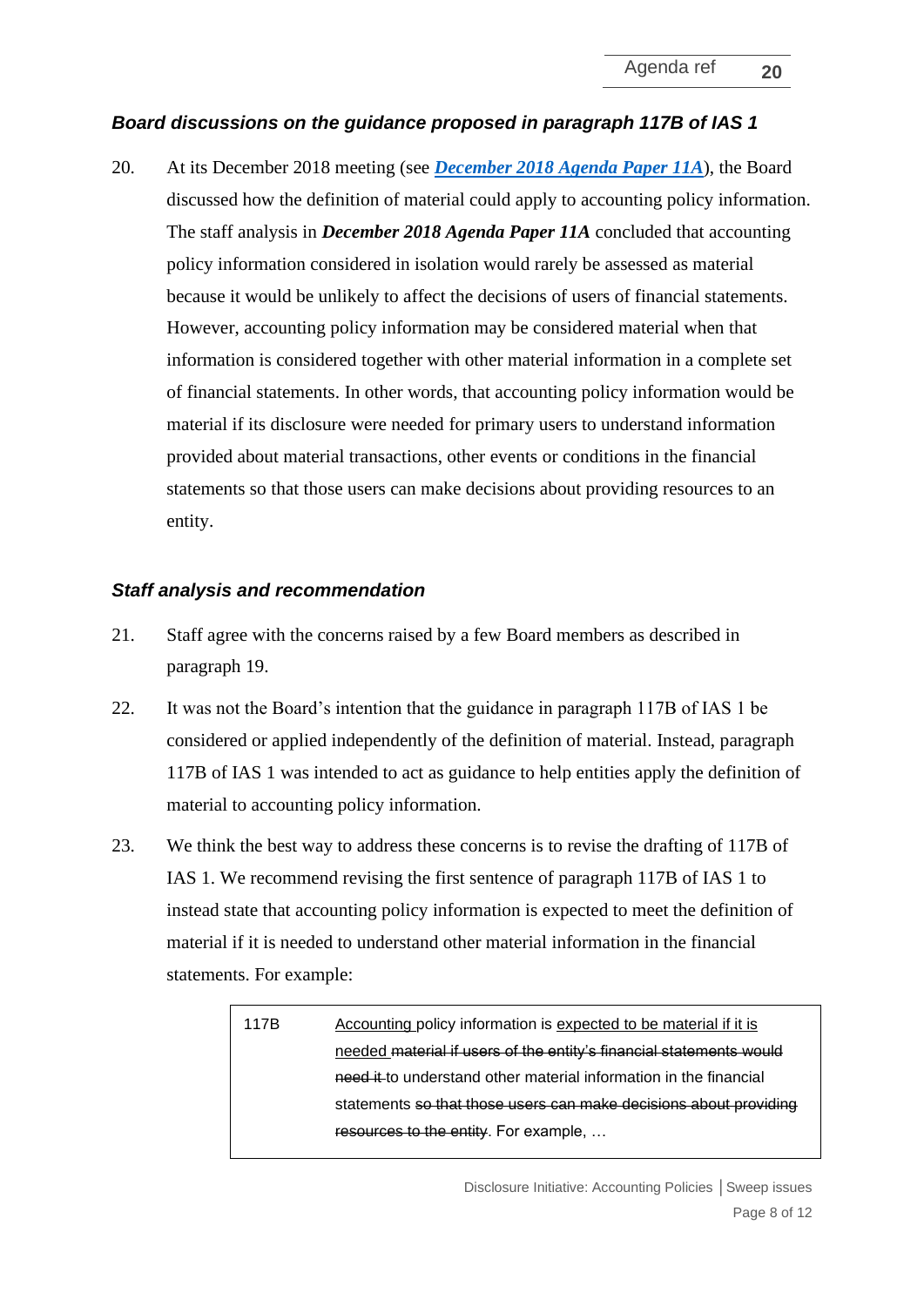### *Board discussions on the guidance proposed in paragraph 117B of IAS 1*

20. At its December 2018 meeting (see ***[December 2018 Agenda Paper 11A](#)***), the Board discussed how the definition of material could apply to accounting policy information. The staff analysis in ***December 2018 Agenda Paper 11A*** concluded that accounting policy information considered in isolation would rarely be assessed as material because it would be unlikely to affect the decisions of users of financial statements. However, accounting policy information may be considered material when that information is considered together with other material information in a complete set of financial statements. In other words, that accounting policy information would be material if its disclosure were needed for primary users to understand information provided about material transactions, other events or conditions in the financial statements so that those users can make decisions about providing resources to an entity.

### *Staff analysis and recommendation*

21. Staff agree with the concerns raised by a few Board members as described in paragraph 19.

22. It was not the Board's intention that the guidance in paragraph 117B of IAS 1 be considered or applied independently of the definition of material. Instead, paragraph 117B of IAS 1 was intended to act as guidance to help entities apply the definition of material to accounting policy information.

23. We think the best way to address these concerns is to revise the drafting of 117B of IAS 1. We recommend revising the first sentence of paragraph 117B of IAS 1 to instead state that accounting policy information is expected to meet the definition of material if it is needed to understand other material information in the financial statements. For example:

| 117B | <u>Accounting</u> policy information is <u>expected to be material if it is needed</u> ~~material if users of the entity's financial statements would need it~~ to understand other material information in the financial statements ~~so that those users can make decisions about providing resources to the entity~~. For example, … |
|---|---|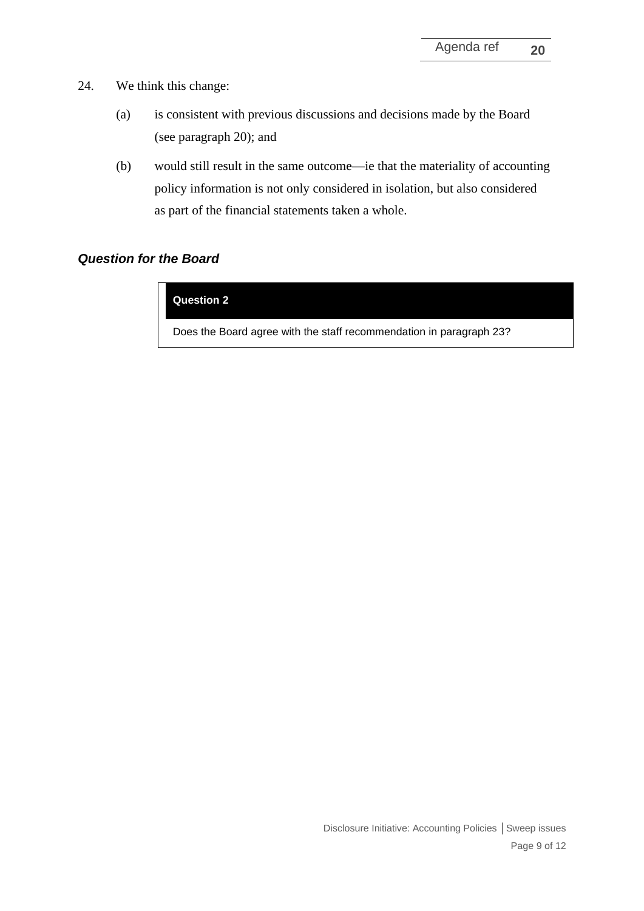24. We think this change:

    (a) is consistent with previous discussions and decisions made by the Board (see paragraph 20); and

    (b) would still result in the same outcome—ie that the materiality of accounting policy information is not only considered in isolation, but also considered as part of the financial statements taken a whole.

### *Question for the Board*

| **Question 2** |
|---|
| Does the Board agree with the staff recommendation in paragraph 23? |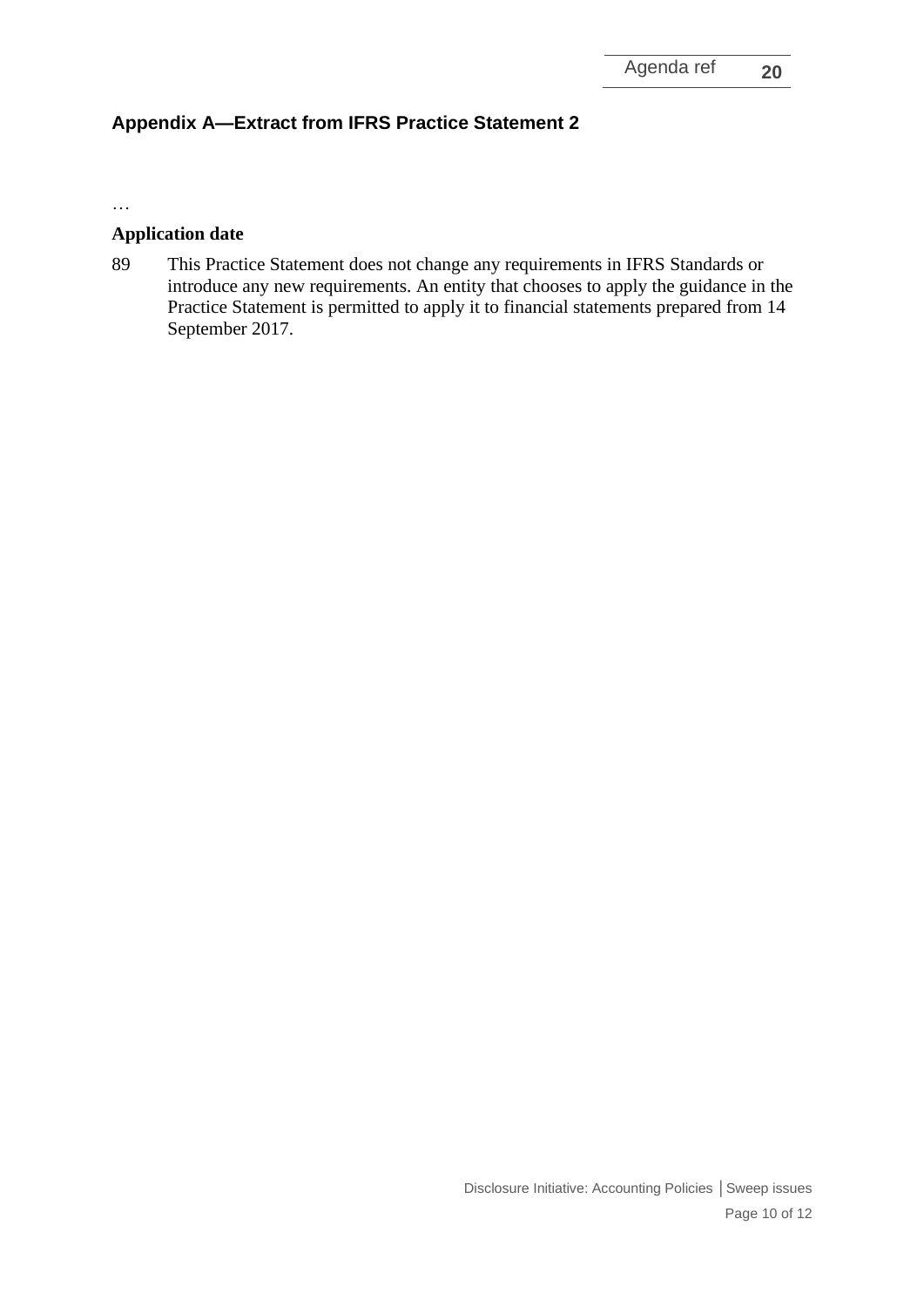## Appendix A—Extract from IFRS Practice Statement 2

…

### Application date

89 This Practice Statement does not change any requirements in IFRS Standards or introduce any new requirements. An entity that chooses to apply the guidance in the Practice Statement is permitted to apply it to financial statements prepared from 14 September 2017.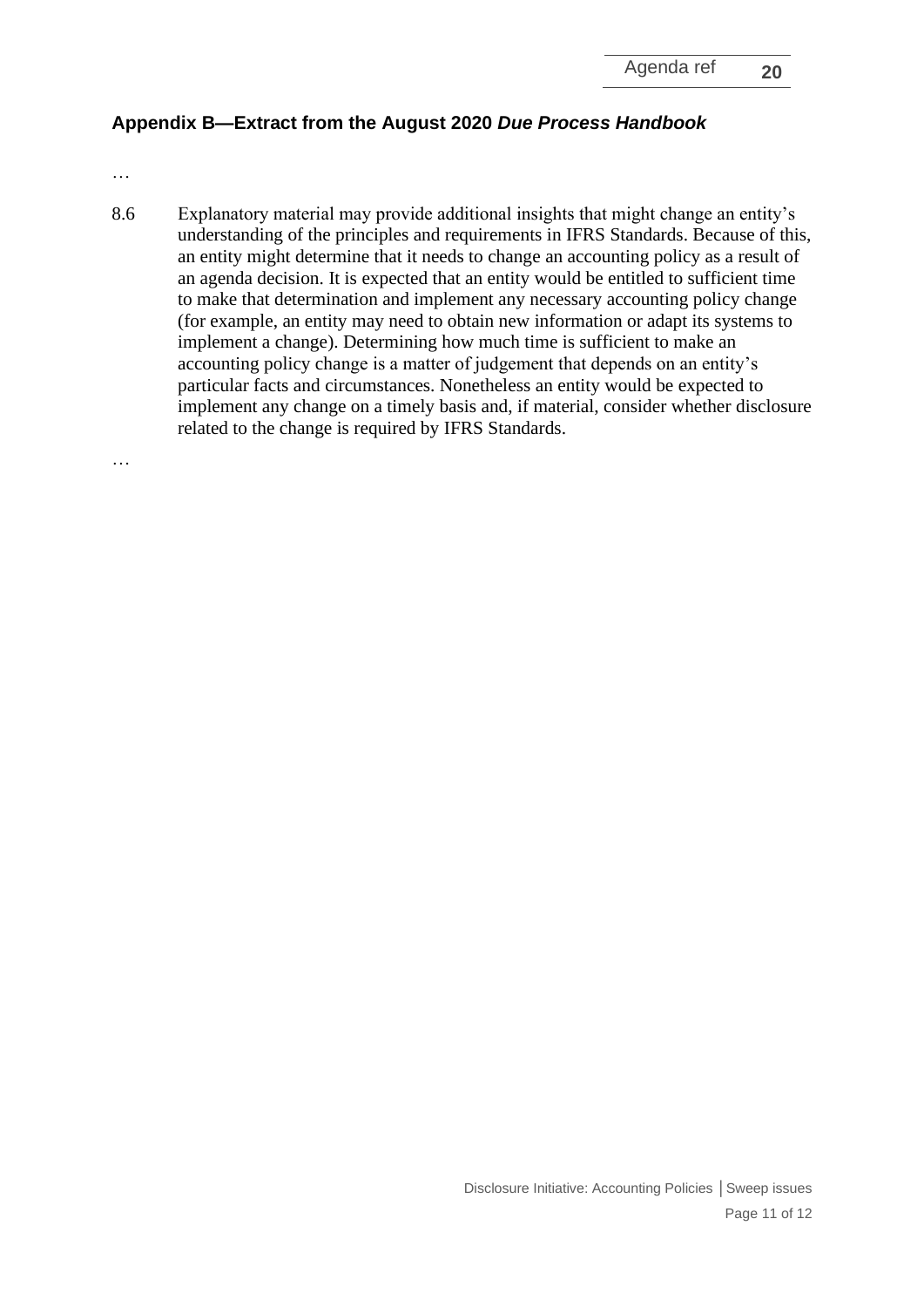## Appendix B—Extract from the August 2020 *Due Process Handbook*

…

8.6 Explanatory material may provide additional insights that might change an entity's understanding of the principles and requirements in IFRS Standards. Because of this, an entity might determine that it needs to change an accounting policy as a result of an agenda decision. It is expected that an entity would be entitled to sufficient time to make that determination and implement any necessary accounting policy change (for example, an entity may need to obtain new information or adapt its systems to implement a change). Determining how much time is sufficient to make an accounting policy change is a matter of judgement that depends on an entity's particular facts and circumstances. Nonetheless an entity would be expected to implement any change on a timely basis and, if material, consider whether disclosure related to the change is required by IFRS Standards.

…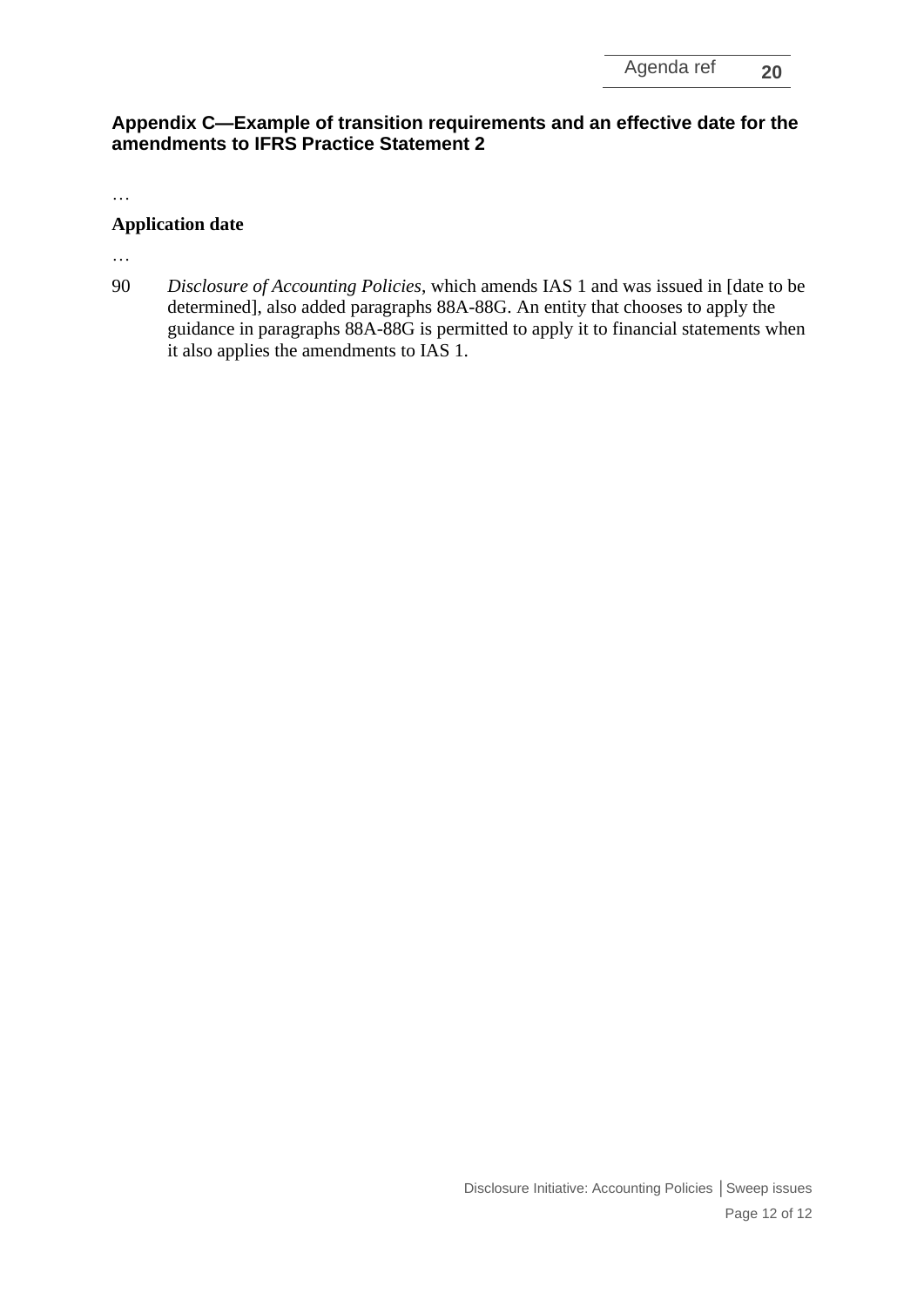## Appendix C—Example of transition requirements and an effective date for the amendments to IFRS Practice Statement 2

…

### Application date

…

90 *Disclosure of Accounting Policies*, which amends IAS 1 and was issued in [date to be determined], also added paragraphs 88A-88G. An entity that chooses to apply the guidance in paragraphs 88A-88G is permitted to apply it to financial statements when it also applies the amendments to IAS 1.